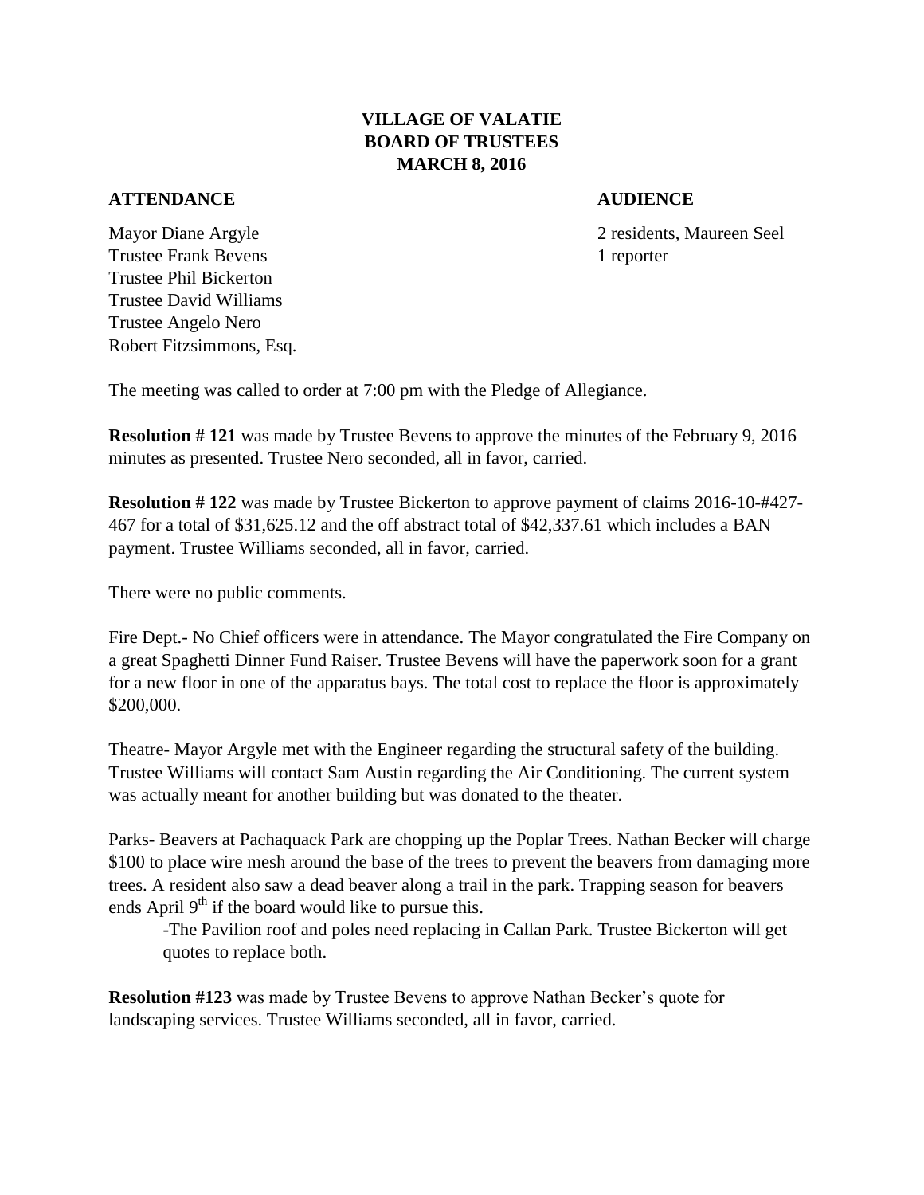# VILLAGE OF VALATIE
# BOARD OF TRUSTEES
# MARCH 8, 2016

**ATTENDANCE**

Mayor Diane Argyle
Trustee Frank Bevens
Trustee Phil Bickerton
Trustee David Williams
Trustee Angelo Nero
Robert Fitzsimmons, Esq.

**AUDIENCE**

2 residents, Maureen Seel
1 reporter

The meeting was called to order at 7:00 pm with the Pledge of Allegiance.

**Resolution # 121** was made by Trustee Bevens to approve the minutes of the February 9, 2016 minutes as presented. Trustee Nero seconded, all in favor, carried.

**Resolution # 122** was made by Trustee Bickerton to approve payment of claims 2016-10-#427-467 for a total of $31,625.12 and the off abstract total of $42,337.61 which includes a BAN payment. Trustee Williams seconded, all in favor, carried.

There were no public comments.

Fire Dept.- No Chief officers were in attendance. The Mayor congratulated the Fire Company on a great Spaghetti Dinner Fund Raiser. Trustee Bevens will have the paperwork soon for a grant for a new floor in one of the apparatus bays. The total cost to replace the floor is approximately $200,000.

Theatre- Mayor Argyle met with the Engineer regarding the structural safety of the building. Trustee Williams will contact Sam Austin regarding the Air Conditioning. The current system was actually meant for another building but was donated to the theater.

Parks- Beavers at Pachaquack Park are chopping up the Poplar Trees. Nathan Becker will charge $100 to place wire mesh around the base of the trees to prevent the beavers from damaging more trees. A resident also saw a dead beaver along a trail in the park. Trapping season for beavers ends April 9th if the board would like to pursue this.

-The Pavilion roof and poles need replacing in Callan Park. Trustee Bickerton will get quotes to replace both.

**Resolution #123** was made by Trustee Bevens to approve Nathan Becker's quote for landscaping services. Trustee Williams seconded, all in favor, carried.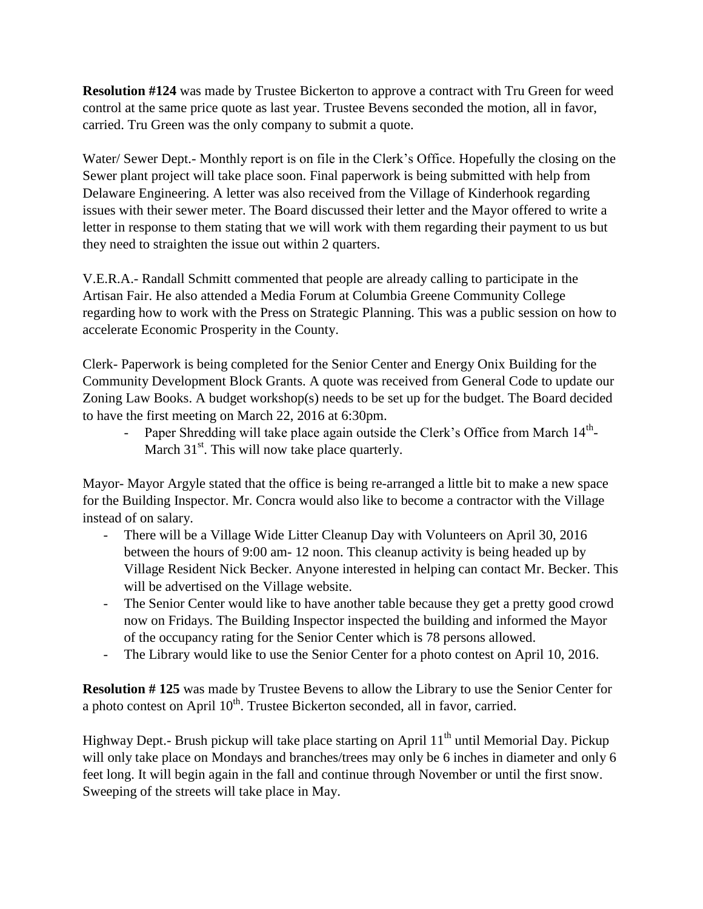**Resolution #124** was made by Trustee Bickerton to approve a contract with Tru Green for weed control at the same price quote as last year. Trustee Bevens seconded the motion, all in favor, carried. Tru Green was the only company to submit a quote.

Water/ Sewer Dept.- Monthly report is on file in the Clerk's Office. Hopefully the closing on the Sewer plant project will take place soon. Final paperwork is being submitted with help from Delaware Engineering. A letter was also received from the Village of Kinderhook regarding issues with their sewer meter. The Board discussed their letter and the Mayor offered to write a letter in response to them stating that we will work with them regarding their payment to us but they need to straighten the issue out within 2 quarters.

V.E.R.A.- Randall Schmitt commented that people are already calling to participate in the Artisan Fair. He also attended a Media Forum at Columbia Greene Community College regarding how to work with the Press on Strategic Planning. This was a public session on how to accelerate Economic Prosperity in the County.

Clerk- Paperwork is being completed for the Senior Center and Energy Onix Building for the Community Development Block Grants. A quote was received from General Code to update our Zoning Law Books. A budget workshop(s) needs to be set up for the budget. The Board decided to have the first meeting on March 22, 2016 at 6:30pm.

- Paper Shredding will take place again outside the Clerk's Office from March 14th- March 31st. This will now take place quarterly.

Mayor- Mayor Argyle stated that the office is being re-arranged a little bit to make a new space for the Building Inspector. Mr. Concra would also like to become a contractor with the Village instead of on salary.

- There will be a Village Wide Litter Cleanup Day with Volunteers on April 30, 2016 between the hours of 9:00 am- 12 noon. This cleanup activity is being headed up by Village Resident Nick Becker. Anyone interested in helping can contact Mr. Becker. This will be advertised on the Village website.
- The Senior Center would like to have another table because they get a pretty good crowd now on Fridays. The Building Inspector inspected the building and informed the Mayor of the occupancy rating for the Senior Center which is 78 persons allowed.
- The Library would like to use the Senior Center for a photo contest on April 10, 2016.

**Resolution # 125** was made by Trustee Bevens to allow the Library to use the Senior Center for a photo contest on April 10th. Trustee Bickerton seconded, all in favor, carried.

Highway Dept.- Brush pickup will take place starting on April 11th until Memorial Day. Pickup will only take place on Mondays and branches/trees may only be 6 inches in diameter and only 6 feet long. It will begin again in the fall and continue through November or until the first snow. Sweeping of the streets will take place in May.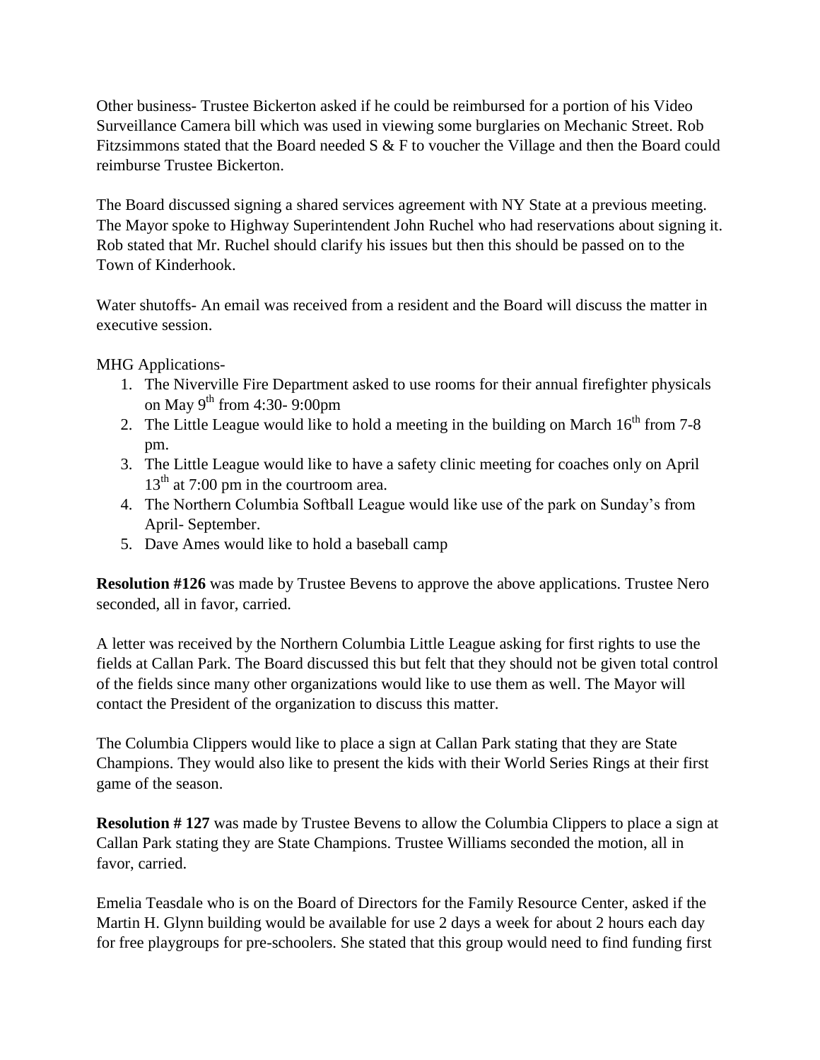Other business- Trustee Bickerton asked if he could be reimbursed for a portion of his Video Surveillance Camera bill which was used in viewing some burglaries on Mechanic Street. Rob Fitzsimmons stated that the Board needed S & F to voucher the Village and then the Board could reimburse Trustee Bickerton.

The Board discussed signing a shared services agreement with NY State at a previous meeting. The Mayor spoke to Highway Superintendent John Ruchel who had reservations about signing it. Rob stated that Mr. Ruchel should clarify his issues but then this should be passed on to the Town of Kinderhook.

Water shutoffs- An email was received from a resident and the Board will discuss the matter in executive session.

MHG Applications-

1. The Niverville Fire Department asked to use rooms for their annual firefighter physicals on May 9th from 4:30- 9:00pm
2. The Little League would like to hold a meeting in the building on March 16th from 7-8 pm.
3. The Little League would like to have a safety clinic meeting for coaches only on April 13th at 7:00 pm in the courtroom area.
4. The Northern Columbia Softball League would like use of the park on Sunday's from April- September.
5. Dave Ames would like to hold a baseball camp

**Resolution #126** was made by Trustee Bevens to approve the above applications. Trustee Nero seconded, all in favor, carried.

A letter was received by the Northern Columbia Little League asking for first rights to use the fields at Callan Park. The Board discussed this but felt that they should not be given total control of the fields since many other organizations would like to use them as well. The Mayor will contact the President of the organization to discuss this matter.

The Columbia Clippers would like to place a sign at Callan Park stating that they are State Champions. They would also like to present the kids with their World Series Rings at their first game of the season.

**Resolution # 127** was made by Trustee Bevens to allow the Columbia Clippers to place a sign at Callan Park stating they are State Champions. Trustee Williams seconded the motion, all in favor, carried.

Emelia Teasdale who is on the Board of Directors for the Family Resource Center, asked if the Martin H. Glynn building would be available for use 2 days a week for about 2 hours each day for free playgroups for pre-schoolers. She stated that this group would need to find funding first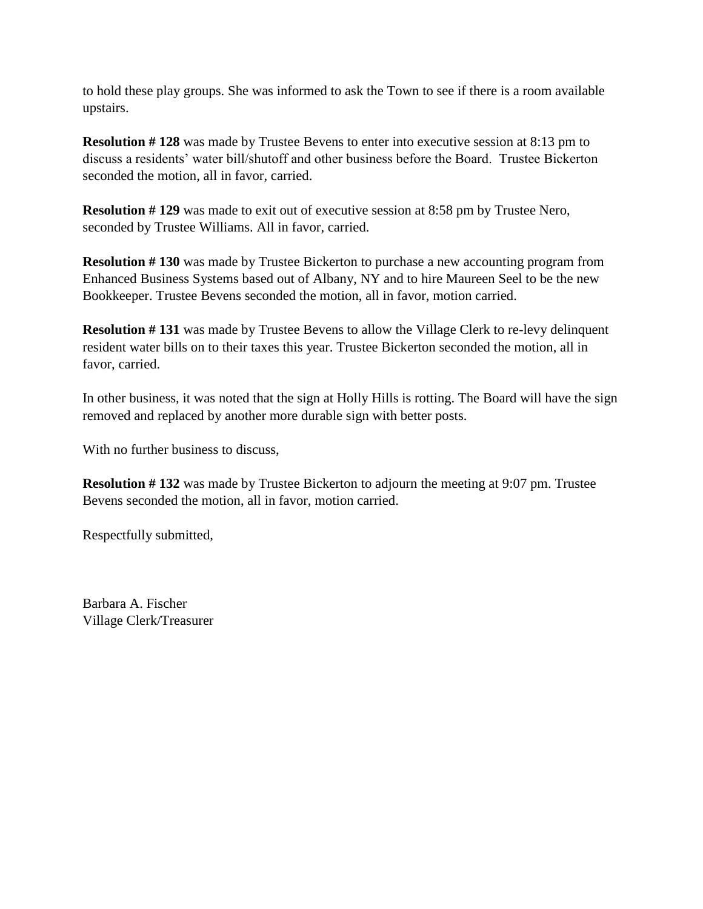to hold these play groups. She was informed to ask the Town to see if there is a room available upstairs.

**Resolution # 128** was made by Trustee Bevens to enter into executive session at 8:13 pm to discuss a residents' water bill/shutoff and other business before the Board. Trustee Bickerton seconded the motion, all in favor, carried.

**Resolution # 129** was made to exit out of executive session at 8:58 pm by Trustee Nero, seconded by Trustee Williams. All in favor, carried.

**Resolution # 130** was made by Trustee Bickerton to purchase a new accounting program from Enhanced Business Systems based out of Albany, NY and to hire Maureen Seel to be the new Bookkeeper. Trustee Bevens seconded the motion, all in favor, motion carried.

**Resolution # 131** was made by Trustee Bevens to allow the Village Clerk to re-levy delinquent resident water bills on to their taxes this year. Trustee Bickerton seconded the motion, all in favor, carried.

In other business, it was noted that the sign at Holly Hills is rotting. The Board will have the sign removed and replaced by another more durable sign with better posts.

With no further business to discuss,

**Resolution # 132** was made by Trustee Bickerton to adjourn the meeting at 9:07 pm. Trustee Bevens seconded the motion, all in favor, motion carried.

Respectfully submitted,

Barbara A. Fischer
Village Clerk/Treasurer